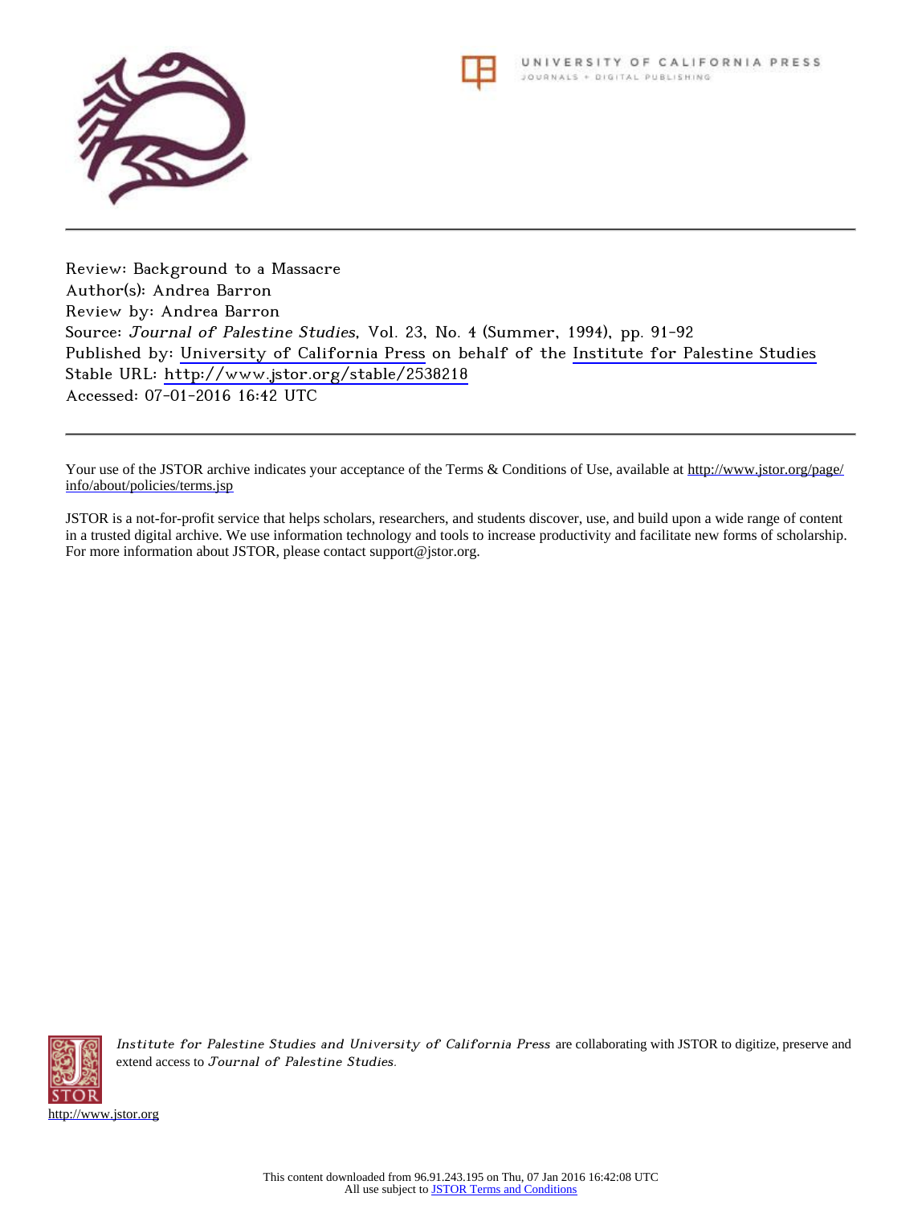Review: Background to a Massacre
Author(s): Andrea Barron
Review by: Andrea Barron
Source: *Journal of Palestine Studies*, Vol. 23, No. 4 (Summer, 1994), pp. 91-92
Published by: University of California Press on behalf of the Institute for Palestine Studies
Stable URL: http://www.jstor.org/stable/2538218
Accessed: 07-01-2016 16:42 UTC

---

Your use of the JSTOR archive indicates your acceptance of the Terms & Conditions of Use, available at http://www.jstor.org/page/info/about/policies/terms.jsp

JSTOR is a not-for-profit service that helps scholars, researchers, and students discover, use, and build upon a wide range of content in a trusted digital archive. We use information technology and tools to increase productivity and facilitate new forms of scholarship. For more information about JSTOR, please contact support@jstor.org.

*Institute for Palestine Studies and University of California Press* are collaborating with JSTOR to digitize, preserve and extend access to *Journal of Palestine Studies*.

http://www.jstor.org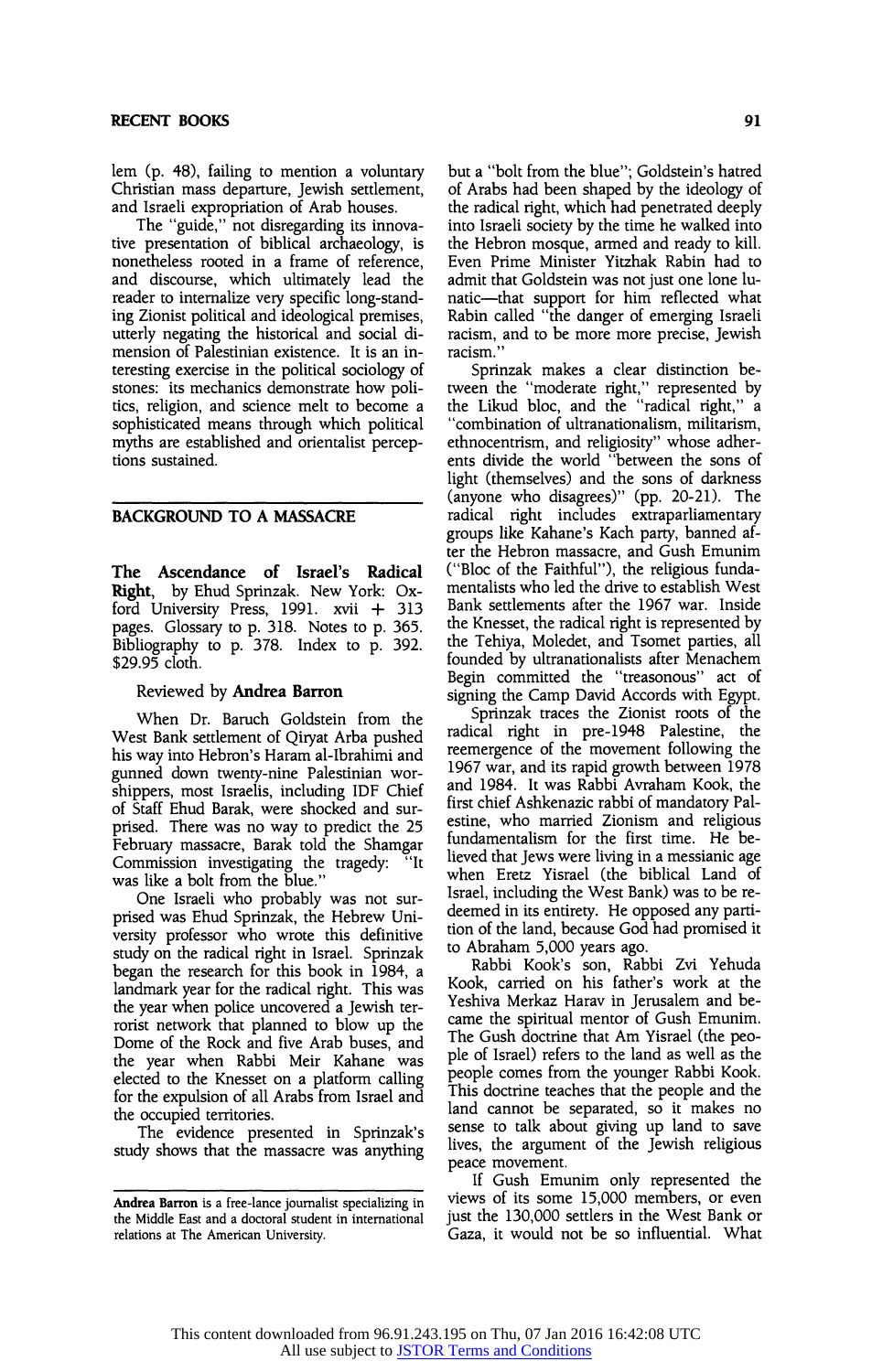lem (p. 48), failing to mention a voluntary Christian mass departure, Jewish settlement, and Israeli expropriation of Arab houses.

The "guide," not disregarding its innovative presentation of biblical archaeology, is nonetheless rooted in a frame of reference, and discourse, which ultimately lead the reader to internalize very specific long-standing Zionist political and ideological premises, utterly negating the historical and social dimension of Palestinian existence. It is an interesting exercise in the political sociology of stones: its mechanics demonstrate how politics, religion, and science melt to become a sophisticated means through which political myths are established and orientalist perceptions sustained.

## BACKGROUND TO A MASSACRE

**The Ascendance of Israel's Radical Right**, by Ehud Sprinzak. New York: Oxford University Press, 1991. xvii + 313 pages. Glossary to p. 318. Notes to p. 365. Bibliography to p. 378. Index to p. 392. $29.95 cloth.

Reviewed by **Andrea Barron**

When Dr. Baruch Goldstein from the West Bank settlement of Qiryat Arba pushed his way into Hebron's Haram al-Ibrahimi and gunned down twenty-nine Palestinian worshippers, most Israelis, including IDF Chief of Staff Ehud Barak, were shocked and surprised. There was no way to predict the 25 February massacre, Barak told the Shamgar Commission investigating the tragedy: "It was like a bolt from the blue."

One Israeli who probably was not surprised was Ehud Sprinzak, the Hebrew University professor who wrote this definitive study on the radical right in Israel. Sprinzak began the research for this book in 1984, a landmark year for the radical right. This was the year when police uncovered a Jewish terrorist network that planned to blow up the Dome of the Rock and five Arab buses, and the year when Rabbi Meir Kahane was elected to the Knesset on a platform calling for the expulsion of all Arabs from Israel and the occupied territories.

The evidence presented in Sprinzak's study shows that the massacre was anything but a "bolt from the blue"; Goldstein's hatred of Arabs had been shaped by the ideology of the radical right, which had penetrated deeply into Israeli society by the time he walked into the Hebron mosque, armed and ready to kill. Even Prime Minister Yitzhak Rabin had to admit that Goldstein was not just one lone lunatic—that support for him reflected what Rabin called "the danger of emerging Israeli racism, and to be more more precise, Jewish racism."

Sprinzak makes a clear distinction between the "moderate right," represented by the Likud bloc, and the "radical right," a "combination of ultranationalism, militarism, ethnocentrism, and religiosity" whose adherents divide the world "between the sons of light (themselves) and the sons of darkness (anyone who disagrees)" (pp. 20-21). The radical right includes extraparliamentary groups like Kahane's Kach party, banned after the Hebron massacre, and Gush Emunim ("Bloc of the Faithful"), the religious fundamentalists who led the drive to establish West Bank settlements after the 1967 war. Inside the Knesset, the radical right is represented by the Tehiya, Moledet, and Tsomet parties, all founded by ultranationalists after Menachem Begin committed the "treasonous" act of signing the Camp David Accords with Egypt.

Sprinzak traces the Zionist roots of the radical right in pre-1948 Palestine, the reemergence of the movement following the 1967 war, and its rapid growth between 1978 and 1984. It was Rabbi Avraham Kook, the first chief Ashkenazic rabbi of mandatory Palestine, who married Zionism and religious fundamentalism for the first time. He believed that Jews were living in a messianic age when Eretz Yisrael (the biblical Land of Israel, including the West Bank) was to be redeemed in its entirety. He opposed any partition of the land, because God had promised it to Abraham 5,000 years ago.

Rabbi Kook's son, Rabbi Zvi Yehuda Kook, carried on his father's work at the Yeshiva Merkaz Harav in Jerusalem and became the spiritual mentor of Gush Emunim. The Gush doctrine that Am Yisrael (the people of Israel) refers to the land as well as the people comes from the younger Rabbi Kook. This doctrine teaches that the people and the land cannot be separated, so it makes no sense to talk about giving up land to save lives, the argument of the Jewish religious peace movement.

If Gush Emunim only represented the views of its some 15,000 members, or even just the 130,000 settlers in the West Bank or Gaza, it would not be so influential. What

---

**Andrea Barron** is a free-lance journalist specializing in the Middle East and a doctoral student in international relations at The American University.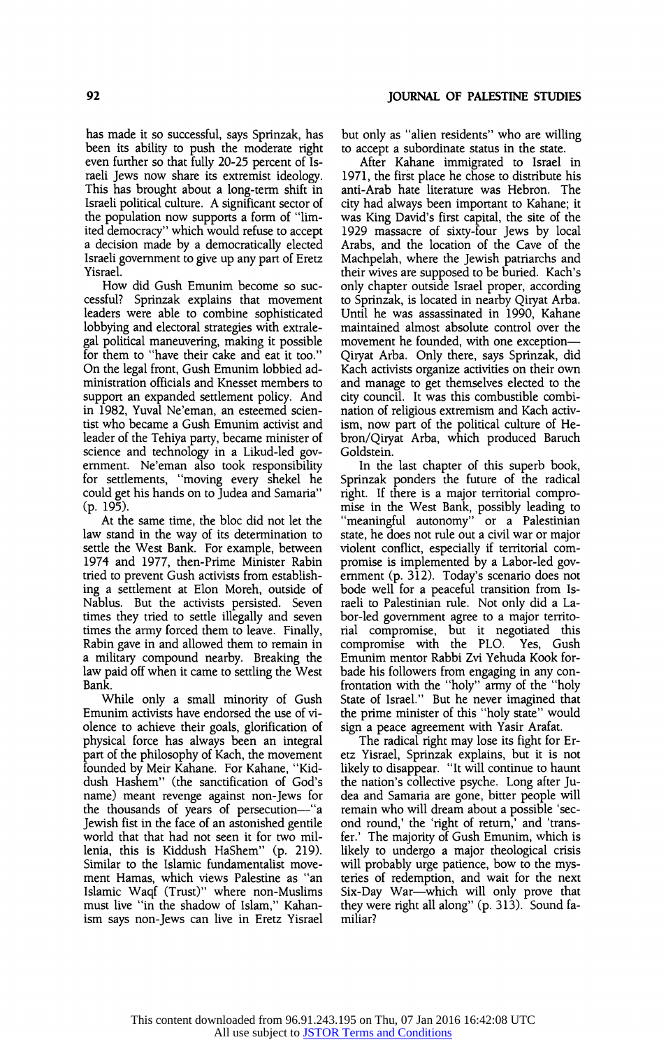has made it so successful, says Sprinzak, has been its ability to push the moderate right even further so that fully 20-25 percent of Israeli Jews now share its extremist ideology. This has brought about a long-term shift in Israeli political culture. A significant sector of the population now supports a form of "limited democracy" which would refuse to accept a decision made by a democratically elected Israeli government to give up any part of Eretz Yisrael.

How did Gush Emunim become so successful? Sprinzak explains that movement leaders were able to combine sophisticated lobbying and electoral strategies with extralegal political maneuvering, making it possible for them to "have their cake and eat it too." On the legal front, Gush Emunim lobbied administration officials and Knesset members to support an expanded settlement policy. And in 1982, Yuval Ne'eman, an esteemed scientist who became a Gush Emunim activist and leader of the Tehiya party, became minister of science and technology in a Likud-led government. Ne'eman also took responsibility for settlements, "moving every shekel he could get his hands on to Judea and Samaria" (p. 195).

At the same time, the bloc did not let the law stand in the way of its determination to settle the West Bank. For example, between 1974 and 1977, then-Prime Minister Rabin tried to prevent Gush activists from establishing a settlement at Elon Moreh, outside of Nablus. But the activists persisted. Seven times they tried to settle illegally and seven times the army forced them to leave. Finally, Rabin gave in and allowed them to remain in a military compound nearby. Breaking the law paid off when it came to settling the West Bank.

While only a small minority of Gush Emunim activists have endorsed the use of violence to achieve their goals, glorification of physical force has always been an integral part of the philosophy of Kach, the movement founded by Meir Kahane. For Kahane, "Kiddush Hashem" (the sanctification of God's name) meant revenge against non-Jews for the thousands of years of persecution—"a Jewish fist in the face of an astonished gentile world that that had not seen it for two millenia, this is Kiddush HaShem" (p. 219). Similar to the Islamic fundamentalist movement Hamas, which views Palestine as "an Islamic Waqf (Trust)" where non-Muslims must live "in the shadow of Islam," Kahanism says non-Jews can live in Eretz Yisrael but only as "alien residents" who are willing to accept a subordinate status in the state.

After Kahane immigrated to Israel in 1971, the first place he chose to distribute his anti-Arab hate literature was Hebron. The city had always been important to Kahane; it was King David's first capital, the site of the 1929 massacre of sixty-four Jews by local Arabs, and the location of the Cave of the Machpelah, where the Jewish patriarchs and their wives are supposed to be buried. Kach's only chapter outside Israel proper, according to Sprinzak, is located in nearby Qiryat Arba. Until he was assassinated in 1990, Kahane maintained almost absolute control over the movement he founded, with one exception—Qiryat Arba. Only there, says Sprinzak, did Kach activists organize activities on their own and manage to get themselves elected to the city council. It was this combustible combination of religious extremism and Kach activism, now part of the political culture of Hebron/Qiryat Arba, which produced Baruch Goldstein.

In the last chapter of this superb book, Sprinzak ponders the future of the radical right. If there is a major territorial compromise in the West Bank, possibly leading to "meaningful autonomy" or a Palestinian state, he does not rule out a civil war or major violent conflict, especially if territorial compromise is implemented by a Labor-led government (p. 312). Today's scenario does not bode well for a peaceful transition from Israeli to Palestinian rule. Not only did a Labor-led government agree to a major territorial compromise, but it negotiated this compromise with the PLO. Yes, Gush Emunim mentor Rabbi Zvi Yehuda Kook forbade his followers from engaging in any confrontation with the "holy" army of the "holy State of Israel." But he never imagined that the prime minister of this "holy state" would sign a peace agreement with Yasir Arafat.

The radical right may lose its fight for Eretz Yisrael, Sprinzak explains, but it is not likely to disappear. "It will continue to haunt the nation's collective psyche. Long after Judea and Samaria are gone, bitter people will remain who will dream about a possible 'second round,' the 'right of return,' and 'transfer.' The majority of Gush Emunim, which is likely to undergo a major theological crisis will probably urge patience, bow to the mysteries of redemption, and wait for the next Six-Day War—which will only prove that they were right all along" (p. 313). Sound familiar?